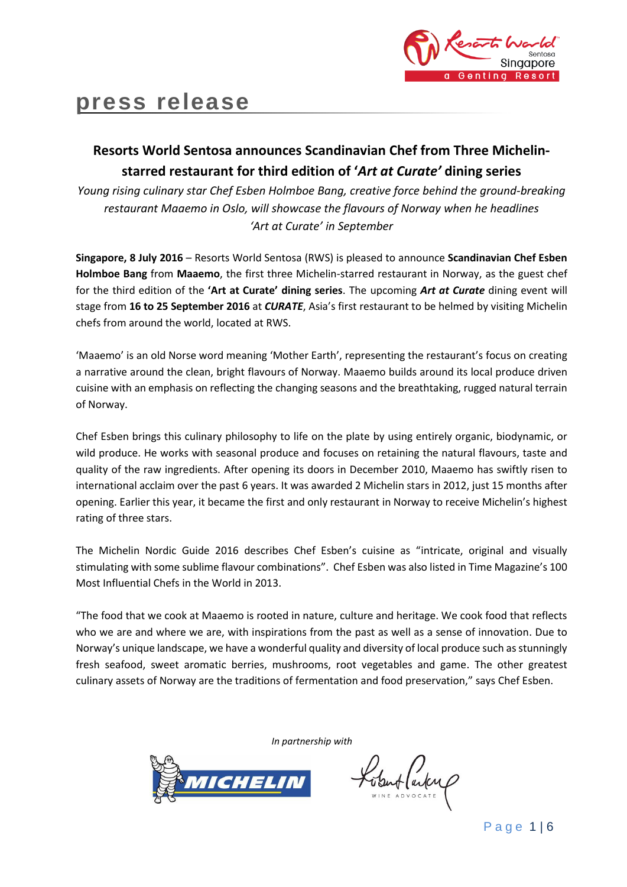press release

## Resorts World Sentosa announces Scandinavian Chef from Three Michelin-starred restaurant for third edition of '*Art at Curate*' dining series

*Young rising culinary star Chef Esben Holmboe Bang, creative force behind the ground-breaking restaurant Maaemo in Oslo, will showcase the flavours of Norway when he headlines 'Art at Curate' in September*

**Singapore, 8 July 2016** – Resorts World Sentosa (RWS) is pleased to announce **Scandinavian Chef Esben Holmboe Bang** from **Maaemo**, the first three Michelin-starred restaurant in Norway, as the guest chef for the third edition of the **'Art at Curate' dining series**. The upcoming ***Art at Curate*** dining event will stage from **16 to 25 September 2016** at ***CURATE***, Asia's first restaurant to be helmed by visiting Michelin chefs from around the world, located at RWS.

'Maaemo' is an old Norse word meaning 'Mother Earth', representing the restaurant's focus on creating a narrative around the clean, bright flavours of Norway. Maaemo builds around its local produce driven cuisine with an emphasis on reflecting the changing seasons and the breathtaking, rugged natural terrain of Norway.

Chef Esben brings this culinary philosophy to life on the plate by using entirely organic, biodynamic, or wild produce. He works with seasonal produce and focuses on retaining the natural flavours, taste and quality of the raw ingredients. After opening its doors in December 2010, Maaemo has swiftly risen to international acclaim over the past 6 years. It was awarded 2 Michelin stars in 2012, just 15 months after opening. Earlier this year, it became the first and only restaurant in Norway to receive Michelin's highest rating of three stars.

The Michelin Nordic Guide 2016 describes Chef Esben's cuisine as "intricate, original and visually stimulating with some sublime flavour combinations". Chef Esben was also listed in Time Magazine's 100 Most Influential Chefs in the World in 2013.

"The food that we cook at Maaemo is rooted in nature, culture and heritage. We cook food that reflects who we are and where we are, with inspirations from the past as well as a sense of innovation. Due to Norway's unique landscape, we have a wonderful quality and diversity of local produce such as stunningly fresh seafood, sweet aromatic berries, mushrooms, root vegetables and game. The other greatest culinary assets of Norway are the traditions of fermentation and food preservation," says Chef Esben.

*In partnership with*

MICHELIN

Robert Parker WINE ADVOCATE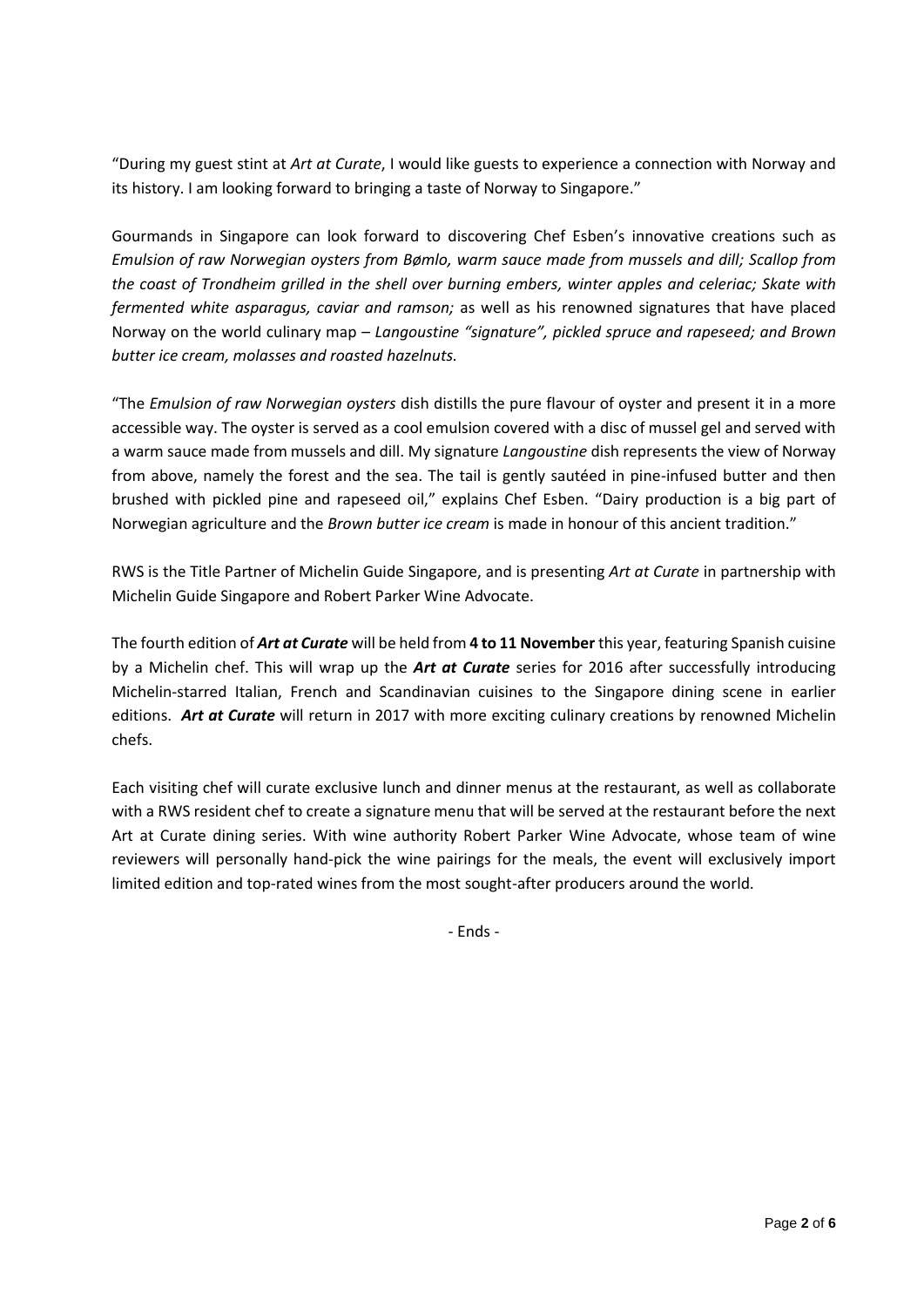"During my guest stint at *Art at Curate*, I would like guests to experience a connection with Norway and its history. I am looking forward to bringing a taste of Norway to Singapore."

Gourmands in Singapore can look forward to discovering Chef Esben's innovative creations such as *Emulsion of raw Norwegian oysters from Bømlo, warm sauce made from mussels and dill; Scallop from the coast of Trondheim grilled in the shell over burning embers, winter apples and celeriac; Skate with fermented white asparagus, caviar and ramson;* as well as his renowned signatures that have placed Norway on the world culinary map – *Langoustine "signature", pickled spruce and rapeseed; and Brown butter ice cream, molasses and roasted hazelnuts.*

"The *Emulsion of raw Norwegian oysters* dish distills the pure flavour of oyster and present it in a more accessible way. The oyster is served as a cool emulsion covered with a disc of mussel gel and served with a warm sauce made from mussels and dill. My signature *Langoustine* dish represents the view of Norway from above, namely the forest and the sea. The tail is gently sautéed in pine-infused butter and then brushed with pickled pine and rapeseed oil," explains Chef Esben. "Dairy production is a big part of Norwegian agriculture and the *Brown butter ice cream* is made in honour of this ancient tradition."

RWS is the Title Partner of Michelin Guide Singapore, and is presenting *Art at Curate* in partnership with Michelin Guide Singapore and Robert Parker Wine Advocate.

The fourth edition of ***Art at Curate*** will be held from **4 to 11 November** this year, featuring Spanish cuisine by a Michelin chef. This will wrap up the ***Art at Curate*** series for 2016 after successfully introducing Michelin-starred Italian, French and Scandinavian cuisines to the Singapore dining scene in earlier editions. ***Art at Curate*** will return in 2017 with more exciting culinary creations by renowned Michelin chefs.

Each visiting chef will curate exclusive lunch and dinner menus at the restaurant, as well as collaborate with a RWS resident chef to create a signature menu that will be served at the restaurant before the next Art at Curate dining series. With wine authority Robert Parker Wine Advocate, whose team of wine reviewers will personally hand-pick the wine pairings for the meals, the event will exclusively import limited edition and top-rated wines from the most sought-after producers around the world.

- Ends -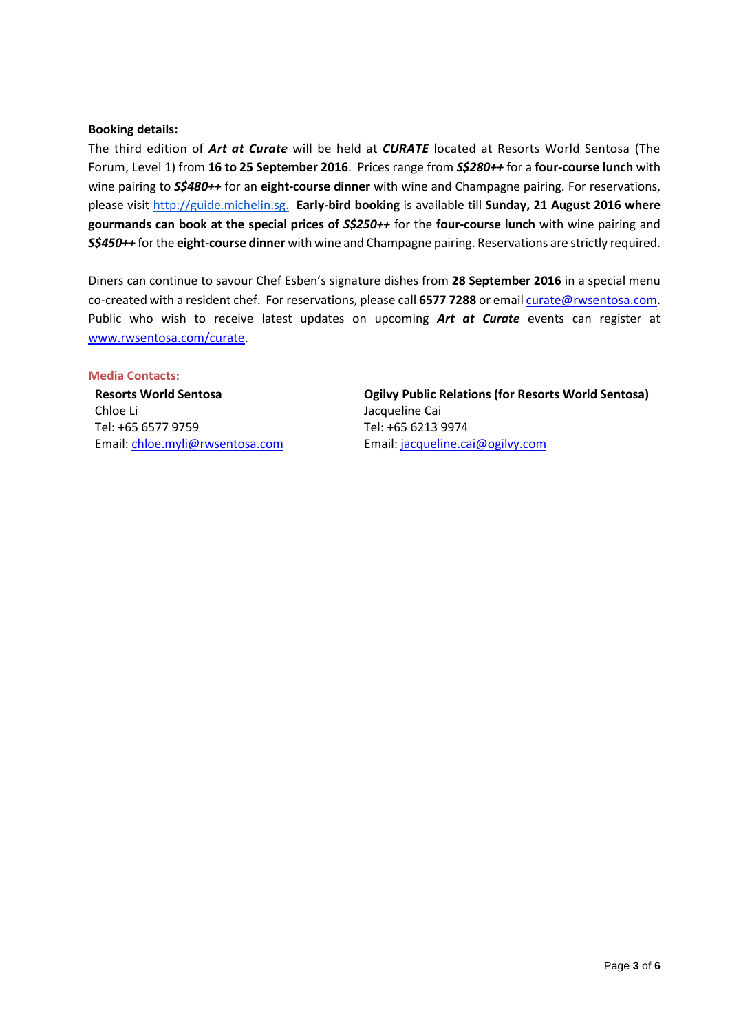**Booking details:**

The third edition of ***Art at Curate*** will be held at ***CURATE*** located at Resorts World Sentosa (The Forum, Level 1) from **16 to 25 September 2016**. Prices range from ***S$280++*** for a **four-course lunch** with wine pairing to ***S$480++*** for an **eight-course dinner** with wine and Champagne pairing. For reservations, please visit http://guide.michelin.sg. **Early-bird booking** is available till **Sunday, 21 August 2016 where gourmands can book at the special prices of *S$250++*** for the **four-course lunch** with wine pairing and ***S$450++*** for the **eight-course dinner** with wine and Champagne pairing. Reservations are strictly required.

Diners can continue to savour Chef Esben's signature dishes from **28 September 2016** in a special menu co-created with a resident chef. For reservations, please call **6577 7288** or email curate@rwsentosa.com. Public who wish to receive latest updates on upcoming ***Art at Curate*** events can register at www.rwsentosa.com/curate.

**Media Contacts:**

**Resorts World Sentosa**
Chloe Li
Tel: +65 6577 9759
Email: chloe.myli@rwsentosa.com

**Ogilvy Public Relations (for Resorts World Sentosa)**
Jacqueline Cai
Tel: +65 6213 9974
Email: jacqueline.cai@ogilvy.com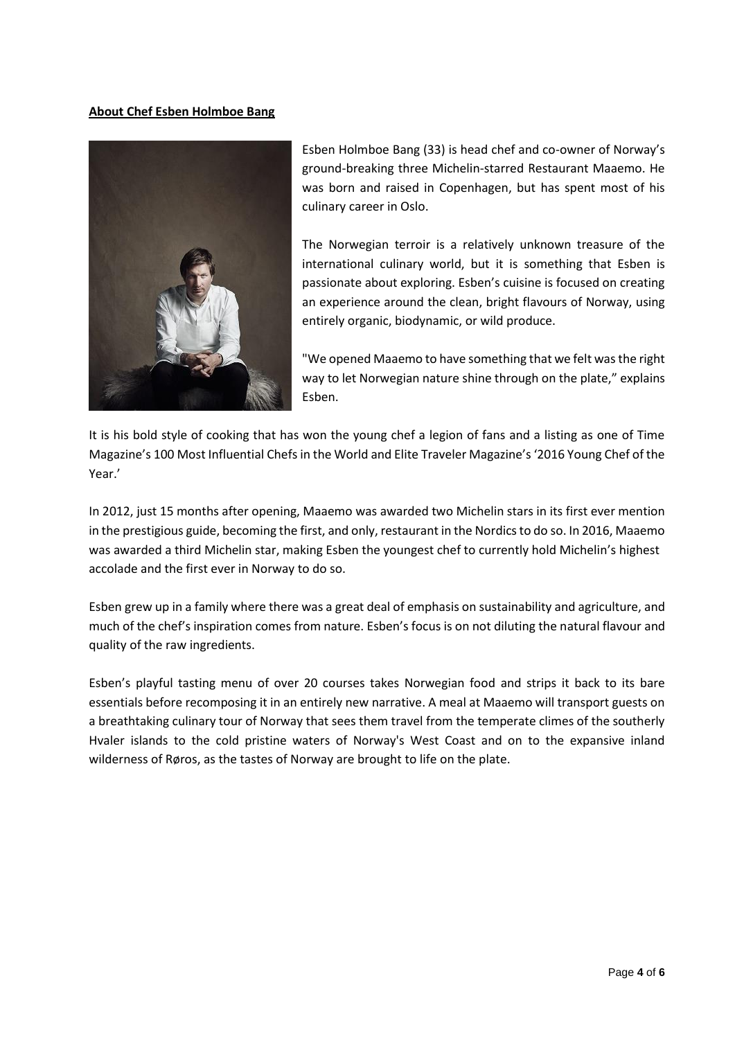**About Chef Esben Holmboe Bang**

Esben Holmboe Bang (33) is head chef and co-owner of Norway's ground-breaking three Michelin-starred Restaurant Maaemo. He was born and raised in Copenhagen, but has spent most of his culinary career in Oslo.

The Norwegian terroir is a relatively unknown treasure of the international culinary world, but it is something that Esben is passionate about exploring. Esben's cuisine is focused on creating an experience around the clean, bright flavours of Norway, using entirely organic, biodynamic, or wild produce.

"We opened Maaemo to have something that we felt was the right way to let Norwegian nature shine through on the plate," explains Esben.

It is his bold style of cooking that has won the young chef a legion of fans and a listing as one of Time Magazine's 100 Most Influential Chefs in the World and Elite Traveler Magazine's '2016 Young Chef of the Year.'

In 2012, just 15 months after opening, Maaemo was awarded two Michelin stars in its first ever mention in the prestigious guide, becoming the first, and only, restaurant in the Nordics to do so. In 2016, Maaemo was awarded a third Michelin star, making Esben the youngest chef to currently hold Michelin's highest accolade and the first ever in Norway to do so.

Esben grew up in a family where there was a great deal of emphasis on sustainability and agriculture, and much of the chef's inspiration comes from nature. Esben's focus is on not diluting the natural flavour and quality of the raw ingredients.

Esben's playful tasting menu of over 20 courses takes Norwegian food and strips it back to its bare essentials before recomposing it in an entirely new narrative. A meal at Maaemo will transport guests on a breathtaking culinary tour of Norway that sees them travel from the temperate climes of the southerly Hvaler islands to the cold pristine waters of Norway's West Coast and on to the expansive inland wilderness of Røros, as the tastes of Norway are brought to life on the plate.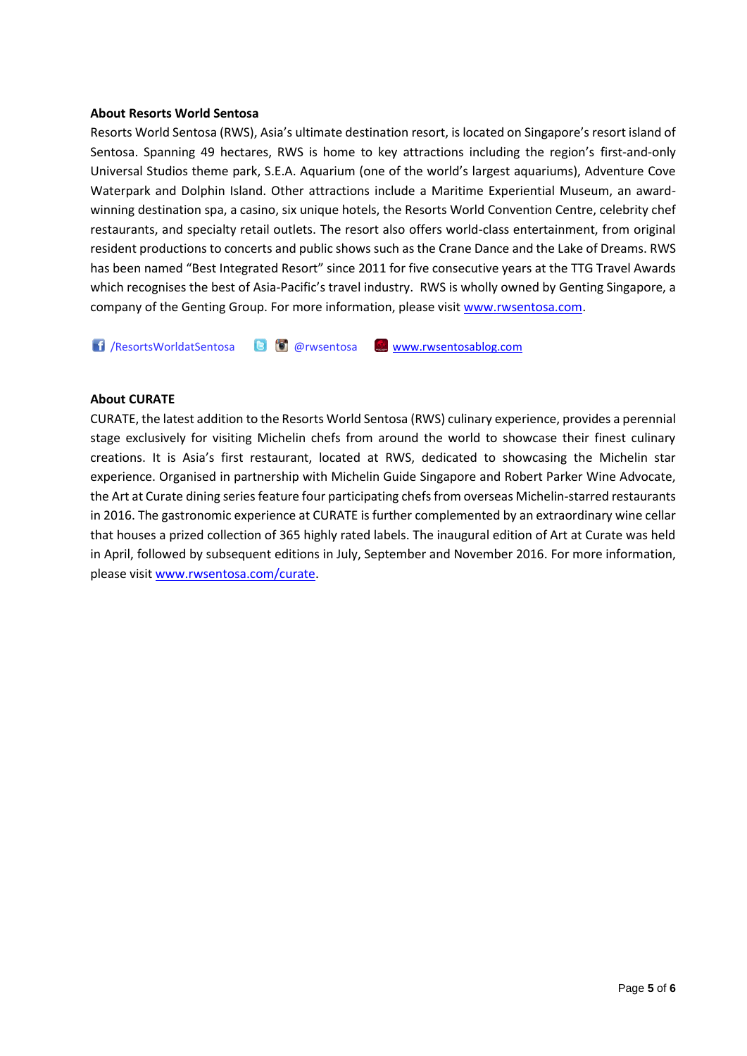**About Resorts World Sentosa**

Resorts World Sentosa (RWS), Asia's ultimate destination resort, is located on Singapore's resort island of Sentosa. Spanning 49 hectares, RWS is home to key attractions including the region's first-and-only Universal Studios theme park, S.E.A. Aquarium (one of the world's largest aquariums), Adventure Cove Waterpark and Dolphin Island. Other attractions include a Maritime Experiential Museum, an award-winning destination spa, a casino, six unique hotels, the Resorts World Convention Centre, celebrity chef restaurants, and specialty retail outlets. The resort also offers world-class entertainment, from original resident productions to concerts and public shows such as the Crane Dance and the Lake of Dreams. RWS has been named "Best Integrated Resort" since 2011 for five consecutive years at the TTG Travel Awards which recognises the best of Asia-Pacific's travel industry. RWS is wholly owned by Genting Singapore, a company of the Genting Group. For more information, please visit www.rwsentosa.com.

/ResortsWorldatSentosa @rwsentosa www.rwsentosablog.com

**About CURATE**

CURATE, the latest addition to the Resorts World Sentosa (RWS) culinary experience, provides a perennial stage exclusively for visiting Michelin chefs from around the world to showcase their finest culinary creations. It is Asia's first restaurant, located at RWS, dedicated to showcasing the Michelin star experience. Organised in partnership with Michelin Guide Singapore and Robert Parker Wine Advocate, the Art at Curate dining series feature four participating chefs from overseas Michelin-starred restaurants in 2016. The gastronomic experience at CURATE is further complemented by an extraordinary wine cellar that houses a prized collection of 365 highly rated labels. The inaugural edition of Art at Curate was held in April, followed by subsequent editions in July, September and November 2016. For more information, please visit www.rwsentosa.com/curate.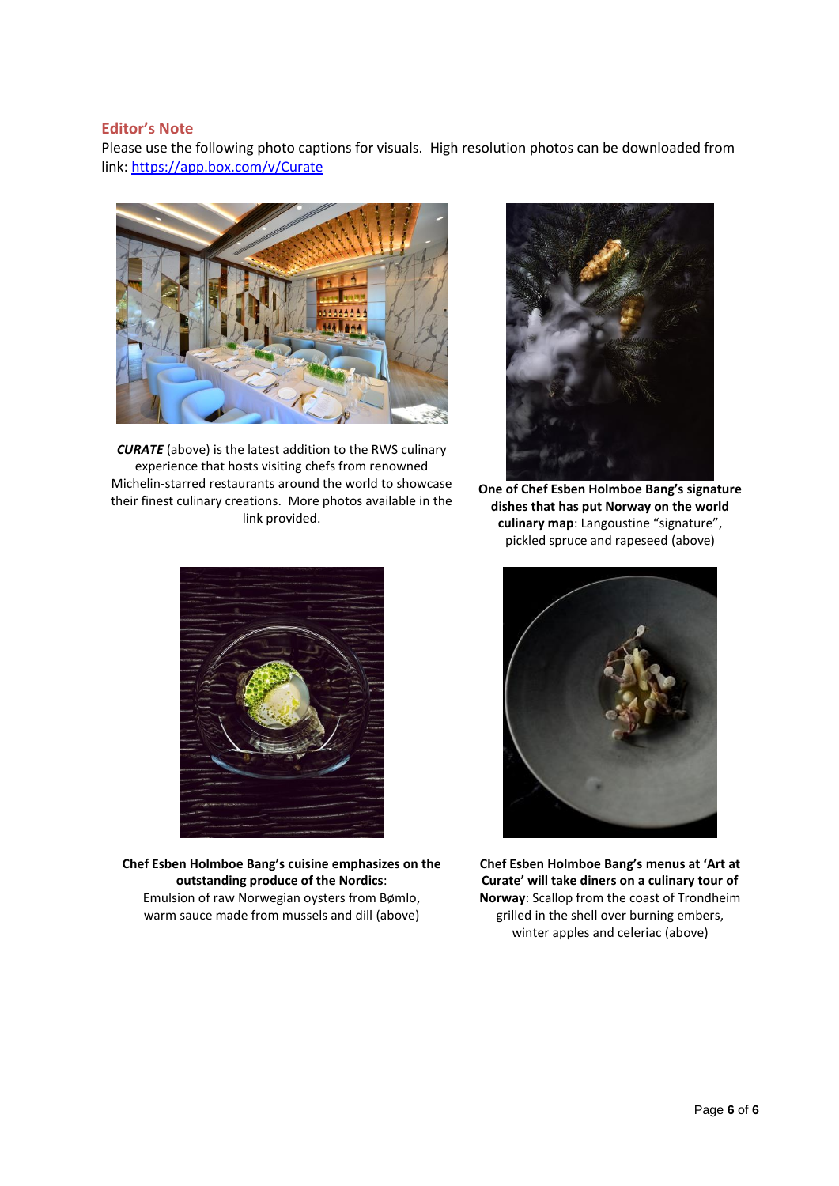## Editor's Note

Please use the following photo captions for visuals. High resolution photos can be downloaded from link: [https://app.box.com/v/Curate](https://app.box.com/v/Curate)

***CURATE*** (above) is the latest addition to the RWS culinary experience that hosts visiting chefs from renowned Michelin-starred restaurants around the world to showcase their finest culinary creations. More photos available in the link provided.

**One of Chef Esben Holmboe Bang's signature dishes that has put Norway on the world culinary map**: Langoustine "signature", pickled spruce and rapeseed (above)

**Chef Esben Holmboe Bang's cuisine emphasizes on the outstanding produce of the Nordics**: Emulsion of raw Norwegian oysters from Bømlo, warm sauce made from mussels and dill (above)

**Chef Esben Holmboe Bang's menus at 'Art at Curate' will take diners on a culinary tour of Norway**: Scallop from the coast of Trondheim grilled in the shell over burning embers, winter apples and celeriac (above)